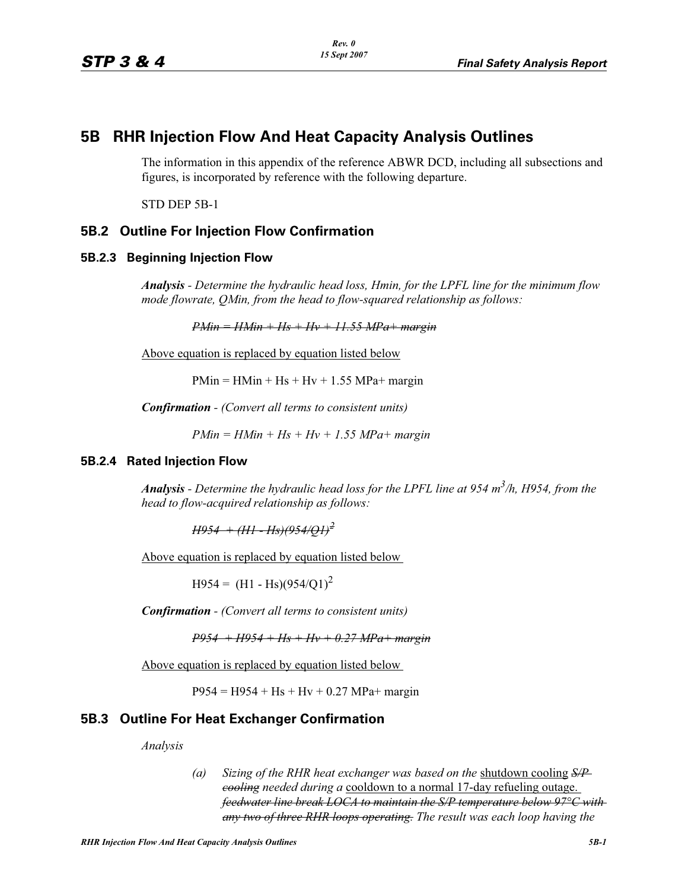# 5B RHR Injection Flow And Heat Capacity Analysis Outlines

The information in this appendix of the reference ABWR DCD, including all subsections and figures, is incorporated by reference with the following departure.

STD DEP 5B-1

## 5B.2 Outline For Injection Flow Confirmation

### 5B.2.3 Beginning Injection Flow

***Analysis*** *- Determine the hydraulic head loss, Hmin, for the LPFL line for the minimum flow mode flowrate, QMin, from the head to flow-squared relationship as follows:*

~~*PMin = HMin + Hs + Hv + 11.55 MPa+ margin*~~

Above equation is replaced by equation listed below

PMin = HMin + Hs + Hv + 1.55 MPa+ margin

***Confirmation*** *- (Convert all terms to consistent units)*

*PMin = HMin + Hs + Hv + 1.55 MPa+ margin*

### 5B.2.4 Rated Injection Flow

***Analysis*** *- Determine the hydraulic head loss for the LPFL line at 954 $m^3/h$, H954, from the head to flow-acquired relationship as follows:*

~~*H954 + (H1 - Hs)(954/Q1)*~~ ~~$^2$~~

Above equation is replaced by equation listed below

H954 = (H1 - Hs)$(954/Q1)^2$

***Confirmation*** *- (Convert all terms to consistent units)*

~~*P954 + H954 + Hs + Hv + 0.27 MPa+ margin*~~

Above equation is replaced by equation listed below

P954 = H954 + Hs + Hv + 0.27 MPa+ margin

## 5B.3 Outline For Heat Exchanger Confirmation

*Analysis*

(a) *Sizing of the RHR heat exchanger was based on the* shutdown cooling ~~*S/P cooling*~~ *needed during a* cooldown to a normal 17-day refueling outage. ~~*feedwater line break LOCA to maintain the S/P temperature below 97°C with any two of three RHR loops operating.*~~ *The result was each loop having the*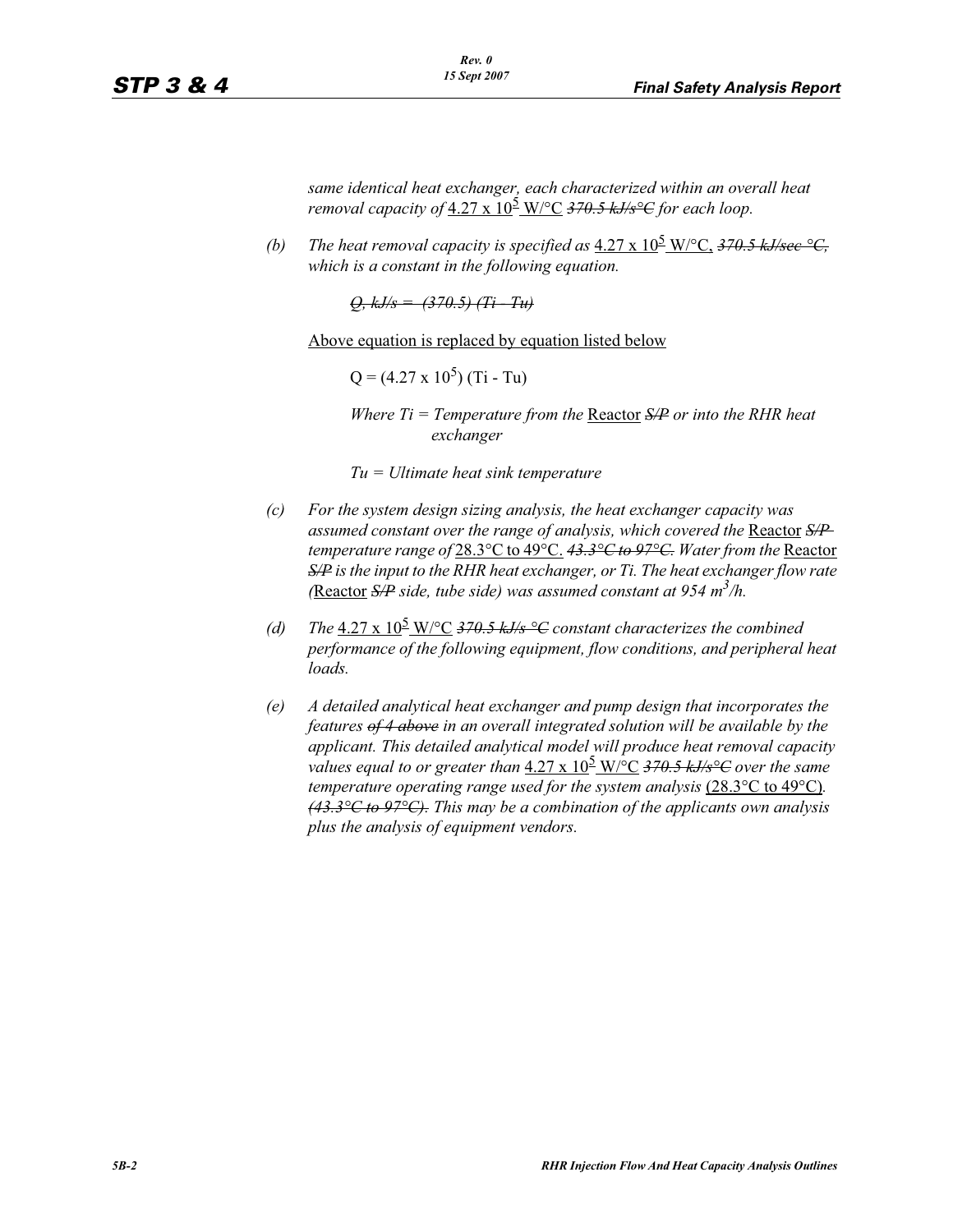*same identical heat exchanger, each characterized within an overall heat removal capacity of* 4.27 x $10^5$ W/°C ~~*370.5 kJ/s°C*~~ *for each loop.*

(b) *The heat removal capacity is specified as* 4.27 x $10^5$ W/°C, ~~*370.5 kJ/sec °C,*~~ *which is a constant in the following equation.*

~~*Q, kJ/s = (370.5) (Ti - Tu)*~~

Above equation is replaced by equation listed below

$Q = (4.27 \times 10^5) (Ti - Tu)$

*Where Ti = Temperature from the* Reactor ~~*S/P*~~ *or into the RHR heat exchanger*

*Tu = Ultimate heat sink temperature*

(c) *For the system design sizing analysis, the heat exchanger capacity was assumed constant over the range of analysis, which covered the* Reactor ~~*S/P*~~ *temperature range of* 28.3°C to 49°C. ~~*43.3°C to 97°C.*~~ *Water from the* Reactor ~~*S/P*~~ *is the input to the RHR heat exchanger, or Ti. The heat exchanger flow rate (*Reactor ~~*S/P*~~ *side, tube side) was assumed constant at 954 $m^3$/h.*

(d) *The* 4.27 x $10^5$ W/°C ~~*370.5 kJ/s °C*~~ *constant characterizes the combined performance of the following equipment, flow conditions, and peripheral heat loads.*

(e) *A detailed analytical heat exchanger and pump design that incorporates the features* ~~*of 4 above*~~ *in an overall integrated solution will be available by the applicant. This detailed analytical model will produce heat removal capacity values equal to or greater than* 4.27 x $10^5$ W/°C ~~*370.5 kJ/s°C*~~ *over the same temperature operating range used for the system analysis* (28.3°C to 49°C)*.* ~~*(43.3°C to 97°C).*~~ *This may be a combination of the applicants own analysis plus the analysis of equipment vendors.*